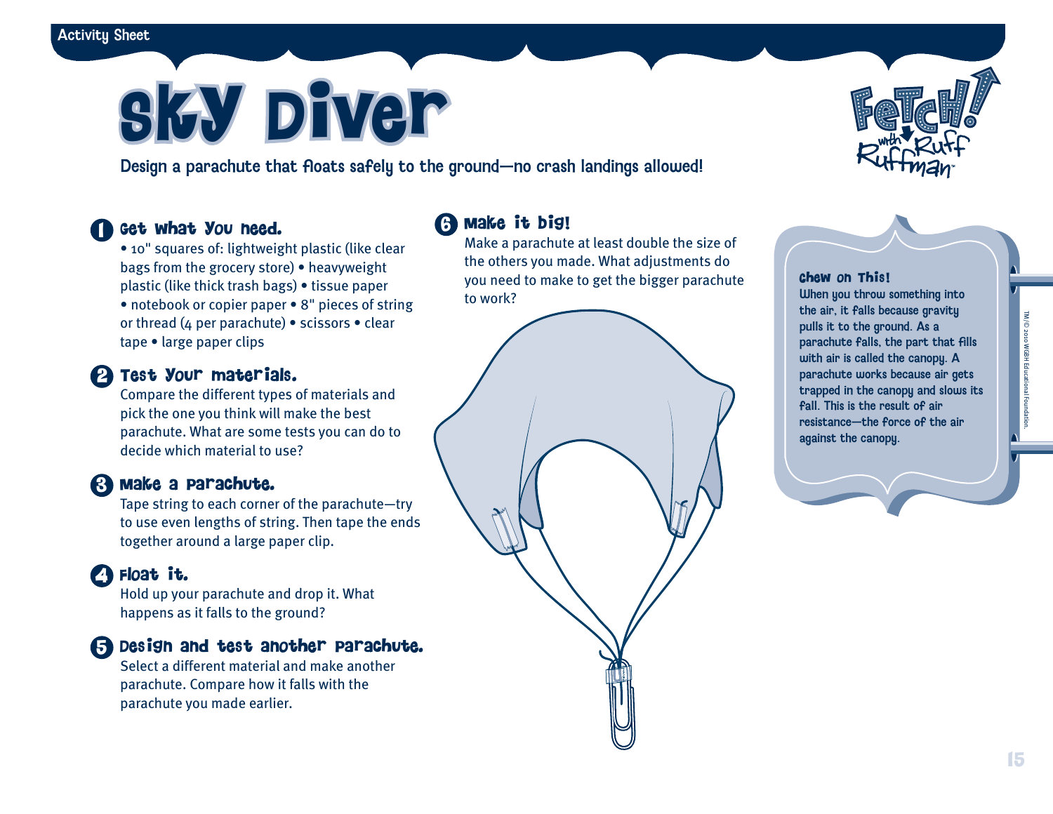Activity Sheet

# Sky Diver

Design a parachute that floats safely to the ground—no crash landings allowed!

## 1 Get what you need.

• 10" squares of: lightweight plastic (like clear bags from the grocery store) • heavyweight plastic (like thick trash bags) • tissue paper • notebook or copier paper • 8" pieces of string or thread (4 per parachute) • scissors • clear tape • large paper clips

## 2 Test your materials.

Compare the different types of materials and pick the one you think will make the best parachute. What are some tests you can do to decide which material to use?

## 3 Make a parachute.

Tape string to each corner of the parachute—try to use even lengths of string. Then tape the ends together around a large paper clip.

## 4 Float it.

Hold up your parachute and drop it. What happens as it falls to the ground?

## 5 Design and test another parachute.

Select a different material and make another parachute. Compare how it falls with the parachute you made earlier.

## 6 Make it big!

Make a parachute at least double the size of the others you made. What adjustments do you need to make to get the bigger parachute to work?

### Chew on This!

When you throw something into the air, it falls because gravity pulls it to the ground. As a parachute falls, the part that fills with air is called the canopy. A parachute works because air gets trapped in the canopy and slows its fall. This is the result of air resistance—the force of the air against the canopy.

TM/© 2010 WGBH Educational Foundation.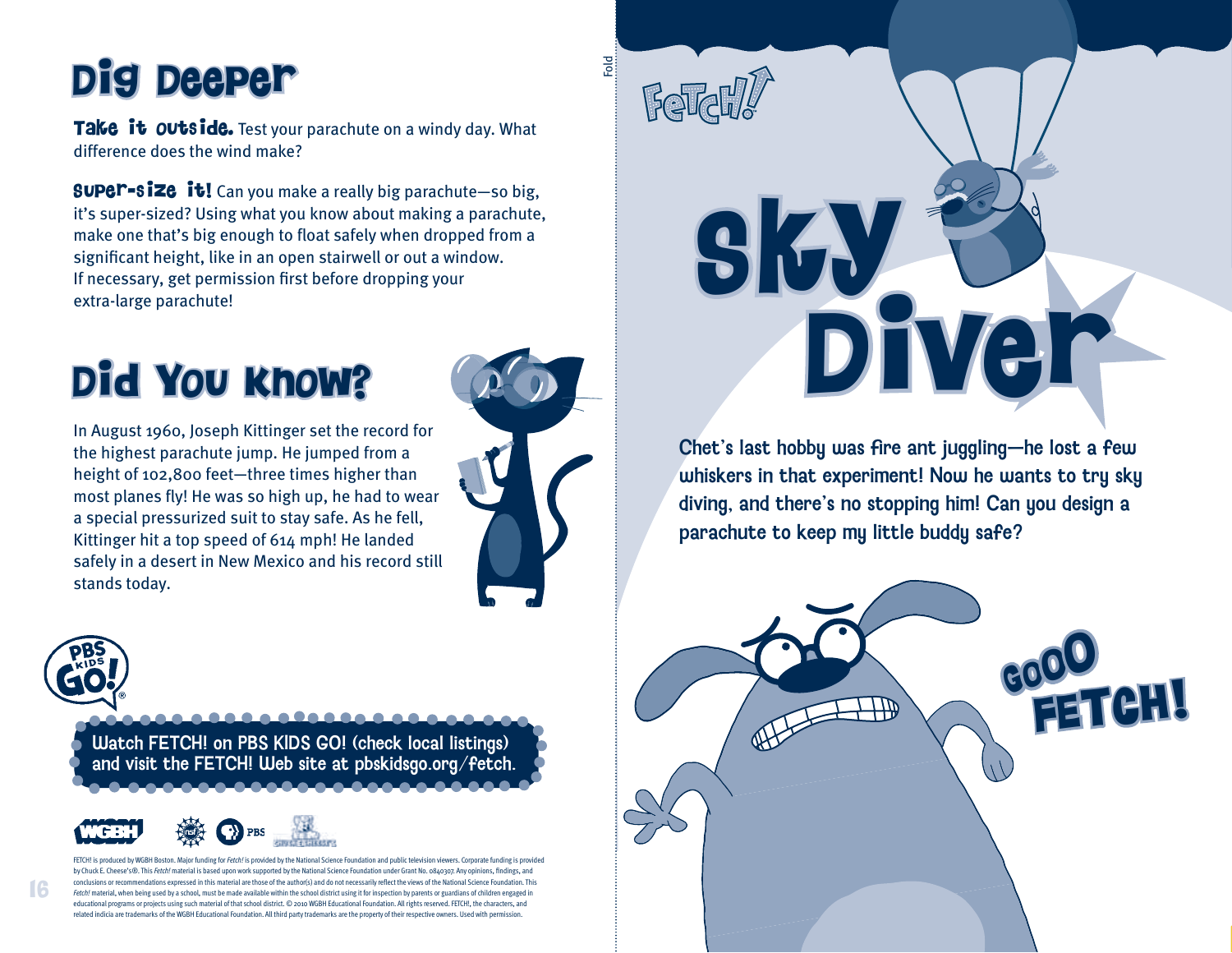# Dig Deeper

**Take it outside.** Test your parachute on a windy day. What difference does the wind make?

**Super-size it!** Can you make a really big parachute—so big, it's super-sized? Using what you know about making a parachute, make one that's big enough to float safely when dropped from a significant height, like in an open stairwell or out a window. If necessary, get permission first before dropping your extra-large parachute!

# Did You Know?

In August 1960, Joseph Kittinger set the record for the highest parachute jump. He jumped from a height of 102,800 feet—three times higher than most planes fly! He was so high up, he had to wear a special pressurized suit to stay safe. As he fell, Kittinger hit a top speed of 614 mph! He landed safely in a desert in New Mexico and his record still stands today.

Watch FETCH! on PBS KIDS GO! (check local listings) and visit the FETCH! Web site at pbskidsgo.org/fetch.

FETCH! is produced by WGBH Boston. Major funding for *Fetch!* is provided by the National Science Foundation and public television viewers. Corporate funding is provided by Chuck E. Cheese's®. This *Fetch!* material is based upon work supported by the National Science Foundation under Grant No. 0840307. Any opinions, findings, and conclusions or recommendations expressed in this material are those of the author(s) and do not necessarily reflect the views of the National Science Foundation. This *Fetch!* material, when being used by a school, must be made available within the school district using it for inspection by parents or guardians of children engaged in educational programs or projects using such material of that school district. © 2010 WGBH Educational Foundation. All rights reserved. FETCH!, the characters, and related indicia are trademarks of the WGBH Educational Foundation. All third party trademarks are the property of their respective owners. Used with permission.

FETCH!

# Sky Diver

Chet's last hobby was fire ant juggling—he lost a few whiskers in that experiment! Now he wants to try sky diving, and there's no stopping him! Can you design a parachute to keep my little buddy safe?

GOOO FETCH!